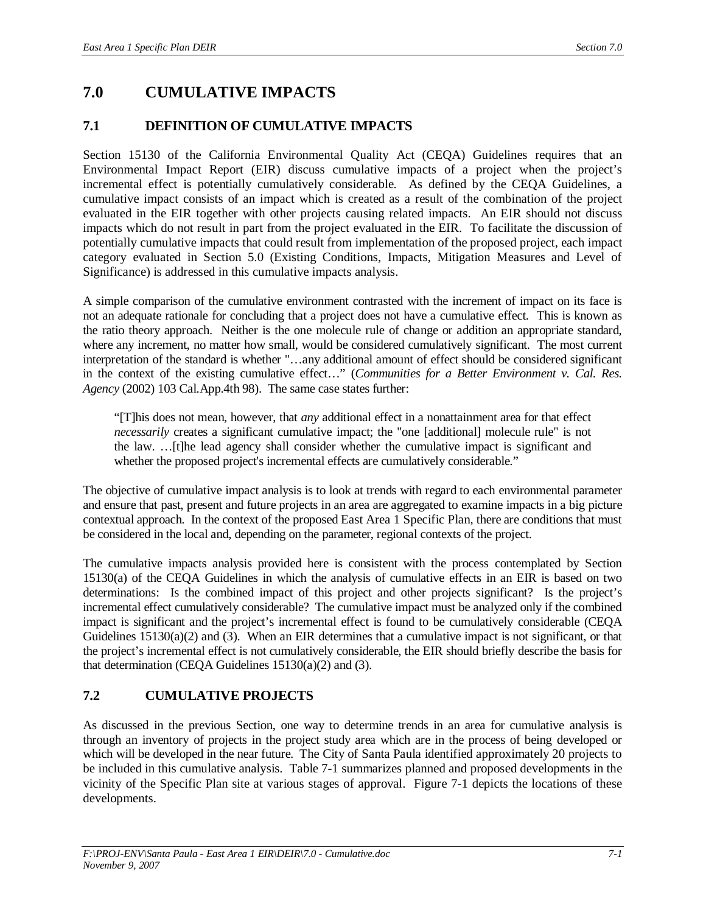# 7.0 CUMULATIVE IMPACTS

## 7.1 DEFINITION OF CUMULATIVE IMPACTS

Section 15130 of the California Environmental Quality Act (CEQA) Guidelines requires that an Environmental Impact Report (EIR) discuss cumulative impacts of a project when the project's incremental effect is potentially cumulatively considerable. As defined by the CEQA Guidelines, a cumulative impact consists of an impact which is created as a result of the combination of the project evaluated in the EIR together with other projects causing related impacts. An EIR should not discuss impacts which do not result in part from the project evaluated in the EIR. To facilitate the discussion of potentially cumulative impacts that could result from implementation of the proposed project, each impact category evaluated in Section 5.0 (Existing Conditions, Impacts, Mitigation Measures and Level of Significance) is addressed in this cumulative impacts analysis.

A simple comparison of the cumulative environment contrasted with the increment of impact on its face is not an adequate rationale for concluding that a project does not have a cumulative effect. This is known as the ratio theory approach. Neither is the one molecule rule of change or addition an appropriate standard, where any increment, no matter how small, would be considered cumulatively significant. The most current interpretation of the standard is whether "…any additional amount of effect should be considered significant in the context of the existing cumulative effect…" (*Communities for a Better Environment v. Cal. Res. Agency* (2002) 103 Cal.App.4th 98). The same case states further:

> "[T]his does not mean, however, that *any* additional effect in a nonattainment area for that effect *necessarily* creates a significant cumulative impact; the "one [additional] molecule rule" is not the law. …[t]he lead agency shall consider whether the cumulative impact is significant and whether the proposed project's incremental effects are cumulatively considerable."

The objective of cumulative impact analysis is to look at trends with regard to each environmental parameter and ensure that past, present and future projects in an area are aggregated to examine impacts in a big picture contextual approach. In the context of the proposed East Area 1 Specific Plan, there are conditions that must be considered in the local and, depending on the parameter, regional contexts of the project.

The cumulative impacts analysis provided here is consistent with the process contemplated by Section 15130(a) of the CEQA Guidelines in which the analysis of cumulative effects in an EIR is based on two determinations: Is the combined impact of this project and other projects significant? Is the project's incremental effect cumulatively considerable? The cumulative impact must be analyzed only if the combined impact is significant and the project's incremental effect is found to be cumulatively considerable (CEQA Guidelines 15130(a)(2) and (3). When an EIR determines that a cumulative impact is not significant, or that the project's incremental effect is not cumulatively considerable, the EIR should briefly describe the basis for that determination (CEQA Guidelines 15130(a)(2) and (3).

## 7.2 CUMULATIVE PROJECTS

As discussed in the previous Section, one way to determine trends in an area for cumulative analysis is through an inventory of projects in the project study area which are in the process of being developed or which will be developed in the near future. The City of Santa Paula identified approximately 20 projects to be included in this cumulative analysis. Table 7-1 summarizes planned and proposed developments in the vicinity of the Specific Plan site at various stages of approval. Figure 7-1 depicts the locations of these developments.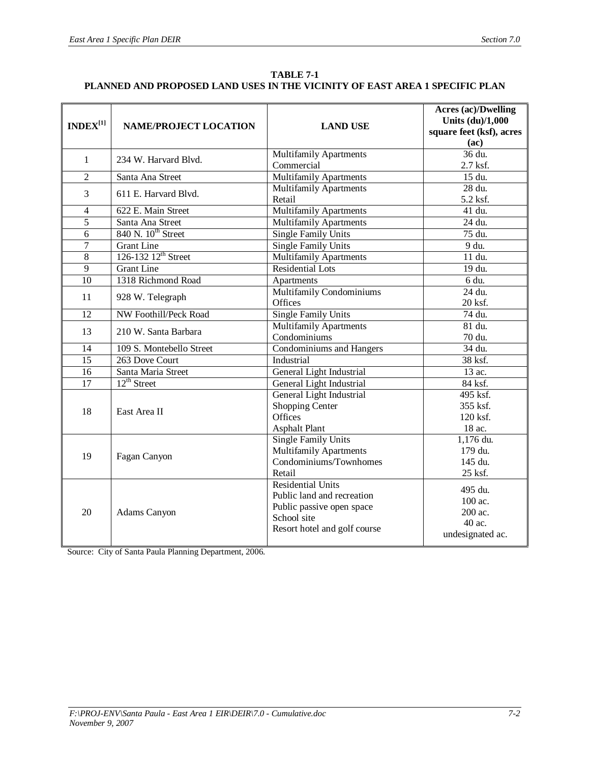**TABLE 7-1**
**PLANNED AND PROPOSED LAND USES IN THE VICINITY OF EAST AREA 1 SPECIFIC PLAN**

| INDEX[1] | NAME/PROJECT LOCATION | LAND USE | Acres (ac)/Dwelling Units (du)/1,000 square feet (ksf), acres (ac) |
|---|---|---|---|
| 1 | 234 W. Harvard Blvd. | Multifamily Apartments<br>Commercial | 36 du.<br>2.7 ksf. |
| 2 | Santa Ana Street | Multifamily Apartments | 15 du. |
| 3 | 611 E. Harvard Blvd. | Multifamily Apartments<br>Retail | 28 du.<br>5.2 ksf. |
| 4 | 622 E. Main Street | Multifamily Apartments | 41 du. |
| 5 | Santa Ana Street | Multifamily Apartments | 24 du. |
| 6 | 840 N. 10th Street | Single Family Units | 75 du. |
| 7 | Grant Line | Single Family Units | 9 du. |
| 8 | 126-132 12th Street | Multifamily Apartments | 11 du. |
| 9 | Grant Line | Residential Lots | 19 du. |
| 10 | 1318 Richmond Road | Apartments | 6 du. |
| 11 | 928 W. Telegraph | Multifamily Condominiums<br>Offices | 24 du.<br>20 ksf. |
| 12 | NW Foothill/Peck Road | Single Family Units | 74 du. |
| 13 | 210 W. Santa Barbara | Multifamily Apartments<br>Condominiums | 81 du.<br>70 du. |
| 14 | 109 S. Montebello Street | Condominiums and Hangers | 34 du. |
| 15 | 263 Dove Court | Industrial | 38 ksf. |
| 16 | Santa Maria Street | General Light Industrial | 13 ac. |
| 17 | 12th Street | General Light Industrial | 84 ksf. |
| 18 | East Area II | General Light Industrial<br>Shopping Center<br>Offices<br>Asphalt Plant | 495 ksf.<br>355 ksf.<br>120 ksf.<br>18 ac. |
| 19 | Fagan Canyon | Single Family Units<br>Multifamily Apartments<br>Condominiums/Townhomes<br>Retail | 1,176 du.<br>179 du.<br>145 du.<br>25 ksf. |
| 20 | Adams Canyon | Residential Units<br>Public land and recreation<br>Public passive open space<br>School site<br>Resort hotel and golf course | 495 du.<br>100 ac.<br>200 ac.<br>40 ac.<br>undesignated ac. |

Source: City of Santa Paula Planning Department, 2006.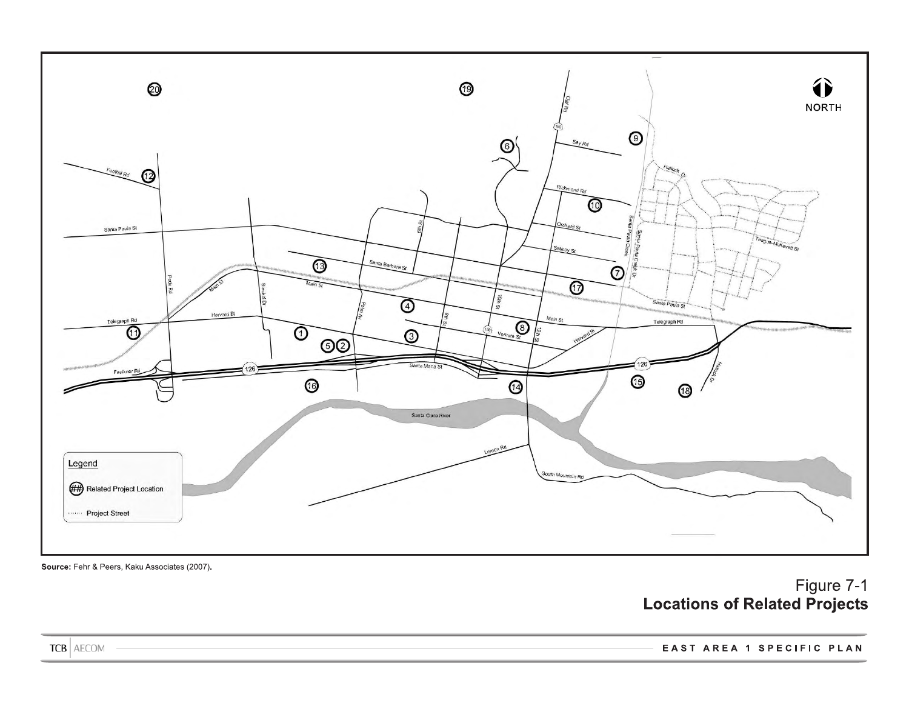Source: Fehr & Peers, Kaku Associates (2007).

Figure 7-1
**Locations of Related Projects**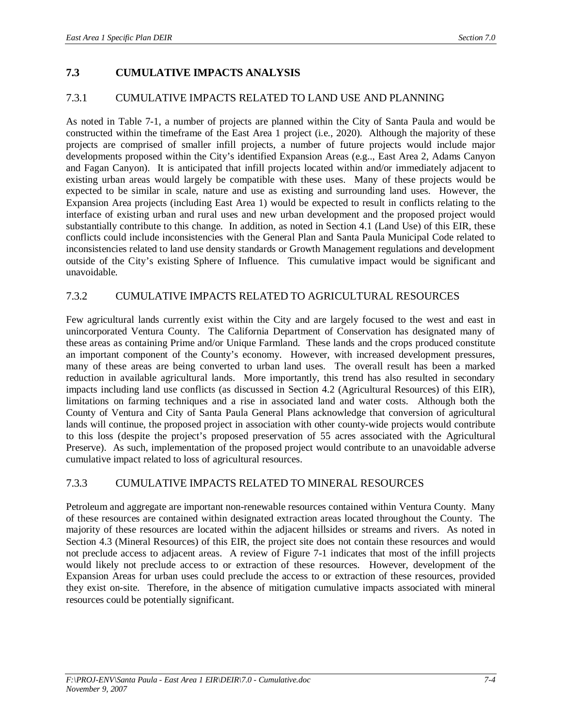## 7.3 CUMULATIVE IMPACTS ANALYSIS

### 7.3.1 CUMULATIVE IMPACTS RELATED TO LAND USE AND PLANNING

As noted in Table 7-1, a number of projects are planned within the City of Santa Paula and would be constructed within the timeframe of the East Area 1 project (i.e., 2020). Although the majority of these projects are comprised of smaller infill projects, a number of future projects would include major developments proposed within the City's identified Expansion Areas (e.g.., East Area 2, Adams Canyon and Fagan Canyon). It is anticipated that infill projects located within and/or immediately adjacent to existing urban areas would largely be compatible with these uses. Many of these projects would be expected to be similar in scale, nature and use as existing and surrounding land uses. However, the Expansion Area projects (including East Area 1) would be expected to result in conflicts relating to the interface of existing urban and rural uses and new urban development and the proposed project would substantially contribute to this change. In addition, as noted in Section 4.1 (Land Use) of this EIR, these conflicts could include inconsistencies with the General Plan and Santa Paula Municipal Code related to inconsistencies related to land use density standards or Growth Management regulations and development outside of the City's existing Sphere of Influence. This cumulative impact would be significant and unavoidable.

### 7.3.2 CUMULATIVE IMPACTS RELATED TO AGRICULTURAL RESOURCES

Few agricultural lands currently exist within the City and are largely focused to the west and east in unincorporated Ventura County. The California Department of Conservation has designated many of these areas as containing Prime and/or Unique Farmland. These lands and the crops produced constitute an important component of the County's economy. However, with increased development pressures, many of these areas are being converted to urban land uses. The overall result has been a marked reduction in available agricultural lands. More importantly, this trend has also resulted in secondary impacts including land use conflicts (as discussed in Section 4.2 (Agricultural Resources) of this EIR), limitations on farming techniques and a rise in associated land and water costs. Although both the County of Ventura and City of Santa Paula General Plans acknowledge that conversion of agricultural lands will continue, the proposed project in association with other county-wide projects would contribute to this loss (despite the project's proposed preservation of 55 acres associated with the Agricultural Preserve). As such, implementation of the proposed project would contribute to an unavoidable adverse cumulative impact related to loss of agricultural resources.

### 7.3.3 CUMULATIVE IMPACTS RELATED TO MINERAL RESOURCES

Petroleum and aggregate are important non-renewable resources contained within Ventura County. Many of these resources are contained within designated extraction areas located throughout the County. The majority of these resources are located within the adjacent hillsides or streams and rivers. As noted in Section 4.3 (Mineral Resources) of this EIR, the project site does not contain these resources and would not preclude access to adjacent areas. A review of Figure 7-1 indicates that most of the infill projects would likely not preclude access to or extraction of these resources. However, development of the Expansion Areas for urban uses could preclude the access to or extraction of these resources, provided they exist on-site. Therefore, in the absence of mitigation cumulative impacts associated with mineral resources could be potentially significant.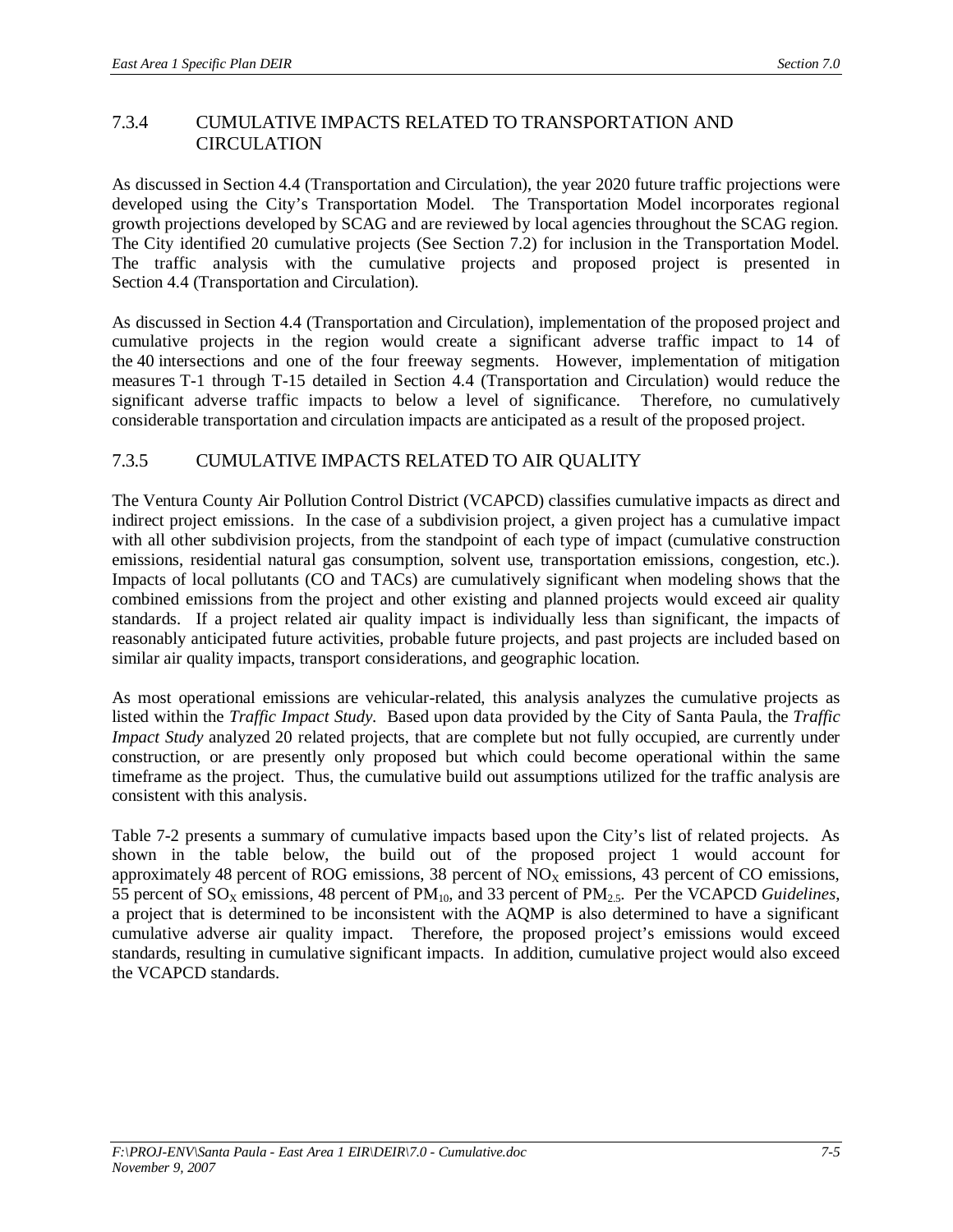### 7.3.4 CUMULATIVE IMPACTS RELATED TO TRANSPORTATION AND CIRCULATION

As discussed in Section 4.4 (Transportation and Circulation), the year 2020 future traffic projections were developed using the City's Transportation Model. The Transportation Model incorporates regional growth projections developed by SCAG and are reviewed by local agencies throughout the SCAG region. The City identified 20 cumulative projects (See Section 7.2) for inclusion in the Transportation Model. The traffic analysis with the cumulative projects and proposed project is presented in Section 4.4 (Transportation and Circulation).

As discussed in Section 4.4 (Transportation and Circulation), implementation of the proposed project and cumulative projects in the region would create a significant adverse traffic impact to 14 of the 40 intersections and one of the four freeway segments. However, implementation of mitigation measures T-1 through T-15 detailed in Section 4.4 (Transportation and Circulation) would reduce the significant adverse traffic impacts to below a level of significance. Therefore, no cumulatively considerable transportation and circulation impacts are anticipated as a result of the proposed project.

### 7.3.5 CUMULATIVE IMPACTS RELATED TO AIR QUALITY

The Ventura County Air Pollution Control District (VCAPCD) classifies cumulative impacts as direct and indirect project emissions. In the case of a subdivision project, a given project has a cumulative impact with all other subdivision projects, from the standpoint of each type of impact (cumulative construction emissions, residential natural gas consumption, solvent use, transportation emissions, congestion, etc.). Impacts of local pollutants (CO and TACs) are cumulatively significant when modeling shows that the combined emissions from the project and other existing and planned projects would exceed air quality standards. If a project related air quality impact is individually less than significant, the impacts of reasonably anticipated future activities, probable future projects, and past projects are included based on similar air quality impacts, transport considerations, and geographic location.

As most operational emissions are vehicular-related, this analysis analyzes the cumulative projects as listed within the *Traffic Impact Study*. Based upon data provided by the City of Santa Paula, the *Traffic Impact Study* analyzed 20 related projects, that are complete but not fully occupied, are currently under construction, or are presently only proposed but which could become operational within the same timeframe as the project. Thus, the cumulative build out assumptions utilized for the traffic analysis are consistent with this analysis.

Table 7-2 presents a summary of cumulative impacts based upon the City's list of related projects. As shown in the table below, the build out of the proposed project 1 would account for approximately 48 percent of ROG emissions, 38 percent of $NO_X$ emissions, 43 percent of CO emissions, 55 percent of $SO_X$ emissions, 48 percent of $PM_{10}$, and 33 percent of $PM_{2.5}$. Per the VCAPCD *Guidelines*, a project that is determined to be inconsistent with the AQMP is also determined to have a significant cumulative adverse air quality impact. Therefore, the proposed project's emissions would exceed standards, resulting in cumulative significant impacts. In addition, cumulative project would also exceed the VCAPCD standards.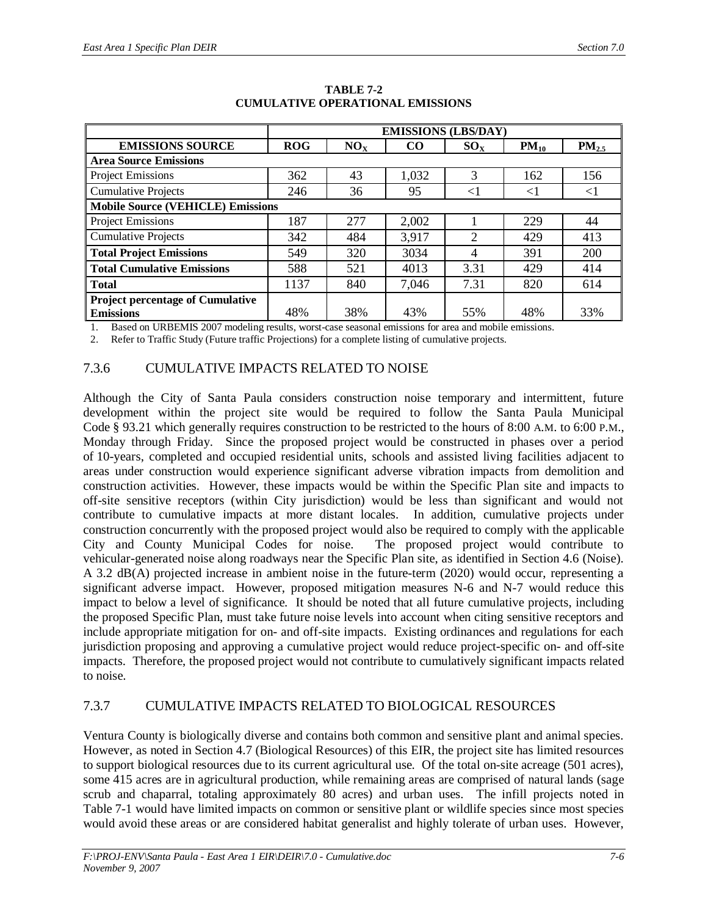**TABLE 7-2**
**CUMULATIVE OPERATIONAL EMISSIONS**

| | EMISSIONS (LBS/DAY) | | | | | |
|---|---|---|---|---|---|---|
| **EMISSIONS SOURCE** | **ROG** | **$NO_X$** | **CO** | **$SO_X$** | **$PM_{10}$** | **$PM_{2.5}$** |
| **Area Source Emissions** | | | | | | |
| Project Emissions | 362 | 43 | 1,032 | 3 | 162 | 156 |
| Cumulative Projects | 246 | 36 | 95 | <1 | <1 | <1 |
| **Mobile Source (VEHICLE) Emissions** | | | | | | |
| Project Emissions | 187 | 277 | 2,002 | 1 | 229 | 44 |
| Cumulative Projects | 342 | 484 | 3,917 | 2 | 429 | 413 |
| **Total Project Emissions** | 549 | 320 | 3034 | 4 | 391 | 200 |
| **Total Cumulative Emissions** | 588 | 521 | 4013 | 3.31 | 429 | 414 |
| **Total** | 1137 | 840 | 7,046 | 7.31 | 820 | 614 |
| **Project percentage of Cumulative Emissions** | 48% | 38% | 43% | 55% | 48% | 33% |

1. Based on URBEMIS 2007 modeling results, worst-case seasonal emissions for area and mobile emissions.
2. Refer to Traffic Study (Future traffic Projections) for a complete listing of cumulative projects.

### 7.3.6 CUMULATIVE IMPACTS RELATED TO NOISE

Although the City of Santa Paula considers construction noise temporary and intermittent, future development within the project site would be required to follow the Santa Paula Municipal Code § 93.21 which generally requires construction to be restricted to the hours of 8:00 A.M. to 6:00 P.M., Monday through Friday. Since the proposed project would be constructed in phases over a period of 10-years, completed and occupied residential units, schools and assisted living facilities adjacent to areas under construction would experience significant adverse vibration impacts from demolition and construction activities. However, these impacts would be within the Specific Plan site and impacts to off-site sensitive receptors (within City jurisdiction) would be less than significant and would not contribute to cumulative impacts at more distant locales. In addition, cumulative projects under construction concurrently with the proposed project would also be required to comply with the applicable City and County Municipal Codes for noise. The proposed project would contribute to vehicular-generated noise along roadways near the Specific Plan site, as identified in Section 4.6 (Noise). A 3.2 dB(A) projected increase in ambient noise in the future-term (2020) would occur, representing a significant adverse impact. However, proposed mitigation measures N-6 and N-7 would reduce this impact to below a level of significance. It should be noted that all future cumulative projects, including the proposed Specific Plan, must take future noise levels into account when citing sensitive receptors and include appropriate mitigation for on- and off-site impacts. Existing ordinances and regulations for each jurisdiction proposing and approving a cumulative project would reduce project-specific on- and off-site impacts. Therefore, the proposed project would not contribute to cumulatively significant impacts related to noise.

### 7.3.7 CUMULATIVE IMPACTS RELATED TO BIOLOGICAL RESOURCES

Ventura County is biologically diverse and contains both common and sensitive plant and animal species. However, as noted in Section 4.7 (Biological Resources) of this EIR, the project site has limited resources to support biological resources due to its current agricultural use. Of the total on-site acreage (501 acres), some 415 acres are in agricultural production, while remaining areas are comprised of natural lands (sage scrub and chaparral, totaling approximately 80 acres) and urban uses. The infill projects noted in Table 7-1 would have limited impacts on common or sensitive plant or wildlife species since most species would avoid these areas or are considered habitat generalist and highly tolerate of urban uses. However,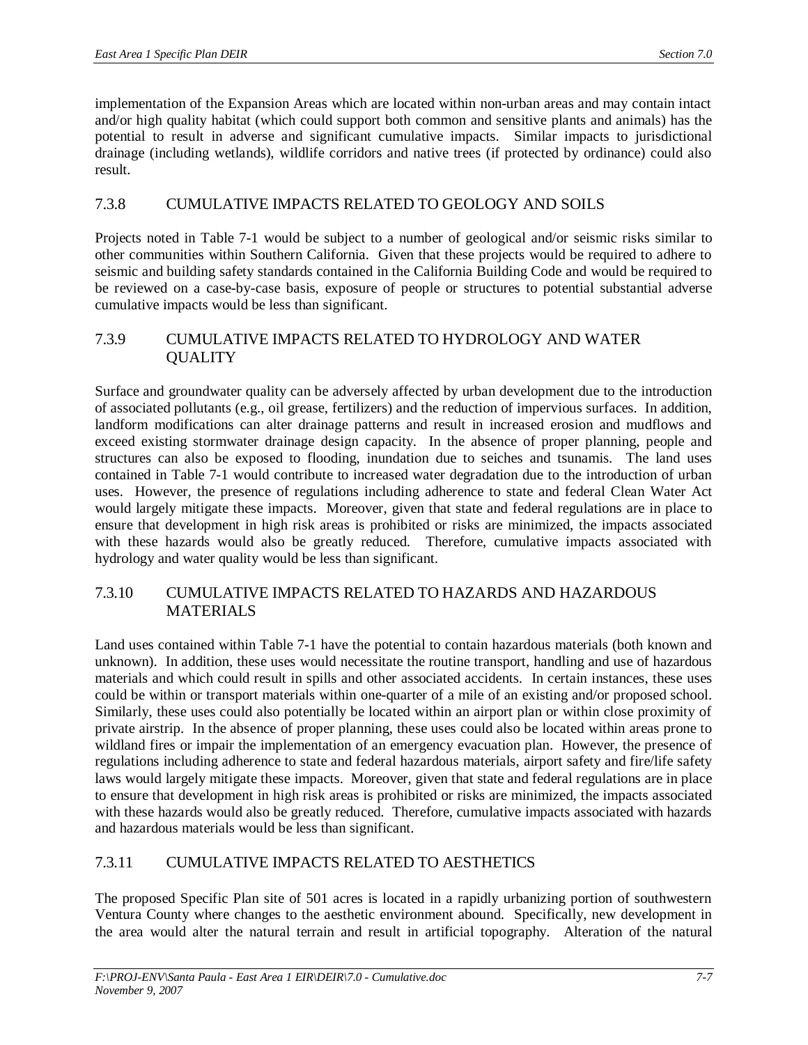implementation of the Expansion Areas which are located within non-urban areas and may contain intact and/or high quality habitat (which could support both common and sensitive plants and animals) has the potential to result in adverse and significant cumulative impacts. Similar impacts to jurisdictional drainage (including wetlands), wildlife corridors and native trees (if protected by ordinance) could also result.

### 7.3.8 CUMULATIVE IMPACTS RELATED TO GEOLOGY AND SOILS

Projects noted in Table 7-1 would be subject to a number of geological and/or seismic risks similar to other communities within Southern California. Given that these projects would be required to adhere to seismic and building safety standards contained in the California Building Code and would be required to be reviewed on a case-by-case basis, exposure of people or structures to potential substantial adverse cumulative impacts would be less than significant.

### 7.3.9 CUMULATIVE IMPACTS RELATED TO HYDROLOGY AND WATER QUALITY

Surface and groundwater quality can be adversely affected by urban development due to the introduction of associated pollutants (e.g., oil grease, fertilizers) and the reduction of impervious surfaces. In addition, landform modifications can alter drainage patterns and result in increased erosion and mudflows and exceed existing stormwater drainage design capacity. In the absence of proper planning, people and structures can also be exposed to flooding, inundation due to seiches and tsunamis. The land uses contained in Table 7-1 would contribute to increased water degradation due to the introduction of urban uses. However, the presence of regulations including adherence to state and federal Clean Water Act would largely mitigate these impacts. Moreover, given that state and federal regulations are in place to ensure that development in high risk areas is prohibited or risks are minimized, the impacts associated with these hazards would also be greatly reduced. Therefore, cumulative impacts associated with hydrology and water quality would be less than significant.

### 7.3.10 CUMULATIVE IMPACTS RELATED TO HAZARDS AND HAZARDOUS MATERIALS

Land uses contained within Table 7-1 have the potential to contain hazardous materials (both known and unknown). In addition, these uses would necessitate the routine transport, handling and use of hazardous materials and which could result in spills and other associated accidents. In certain instances, these uses could be within or transport materials within one-quarter of a mile of an existing and/or proposed school. Similarly, these uses could also potentially be located within an airport plan or within close proximity of private airstrip. In the absence of proper planning, these uses could also be located within areas prone to wildland fires or impair the implementation of an emergency evacuation plan. However, the presence of regulations including adherence to state and federal hazardous materials, airport safety and fire/life safety laws would largely mitigate these impacts. Moreover, given that state and federal regulations are in place to ensure that development in high risk areas is prohibited or risks are minimized, the impacts associated with these hazards would also be greatly reduced. Therefore, cumulative impacts associated with hazards and hazardous materials would be less than significant.

### 7.3.11 CUMULATIVE IMPACTS RELATED TO AESTHETICS

The proposed Specific Plan site of 501 acres is located in a rapidly urbanizing portion of southwestern Ventura County where changes to the aesthetic environment abound. Specifically, new development in the area would alter the natural terrain and result in artificial topography. Alteration of the natural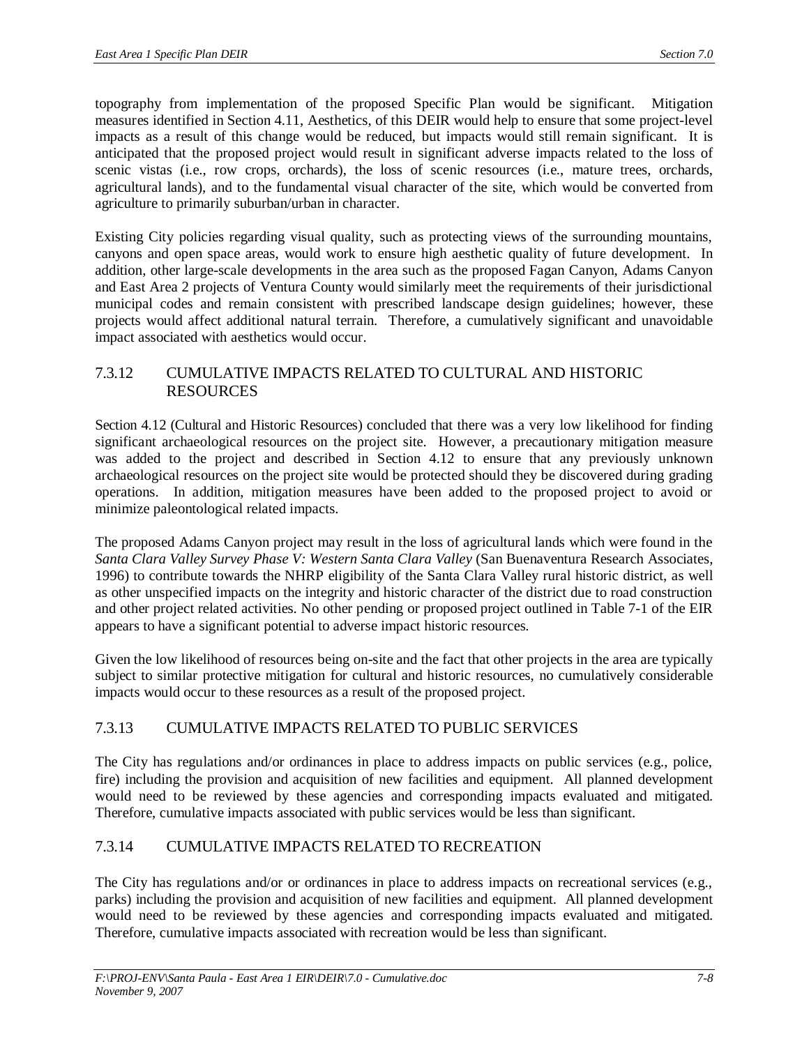topography from implementation of the proposed Specific Plan would be significant. Mitigation measures identified in Section 4.11, Aesthetics, of this DEIR would help to ensure that some project-level impacts as a result of this change would be reduced, but impacts would still remain significant. It is anticipated that the proposed project would result in significant adverse impacts related to the loss of scenic vistas (i.e., row crops, orchards), the loss of scenic resources (i.e., mature trees, orchards, agricultural lands), and to the fundamental visual character of the site, which would be converted from agriculture to primarily suburban/urban in character.

Existing City policies regarding visual quality, such as protecting views of the surrounding mountains, canyons and open space areas, would work to ensure high aesthetic quality of future development. In addition, other large-scale developments in the area such as the proposed Fagan Canyon, Adams Canyon and East Area 2 projects of Ventura County would similarly meet the requirements of their jurisdictional municipal codes and remain consistent with prescribed landscape design guidelines; however, these projects would affect additional natural terrain. Therefore, a cumulatively significant and unavoidable impact associated with aesthetics would occur.

### 7.3.12 CUMULATIVE IMPACTS RELATED TO CULTURAL AND HISTORIC RESOURCES

Section 4.12 (Cultural and Historic Resources) concluded that there was a very low likelihood for finding significant archaeological resources on the project site. However, a precautionary mitigation measure was added to the project and described in Section 4.12 to ensure that any previously unknown archaeological resources on the project site would be protected should they be discovered during grading operations. In addition, mitigation measures have been added to the proposed project to avoid or minimize paleontological related impacts.

The proposed Adams Canyon project may result in the loss of agricultural lands which were found in the *Santa Clara Valley Survey Phase V: Western Santa Clara Valley* (San Buenaventura Research Associates, 1996) to contribute towards the NHRP eligibility of the Santa Clara Valley rural historic district, as well as other unspecified impacts on the integrity and historic character of the district due to road construction and other project related activities. No other pending or proposed project outlined in Table 7-1 of the EIR appears to have a significant potential to adverse impact historic resources.

Given the low likelihood of resources being on-site and the fact that other projects in the area are typically subject to similar protective mitigation for cultural and historic resources, no cumulatively considerable impacts would occur to these resources as a result of the proposed project.

### 7.3.13 CUMULATIVE IMPACTS RELATED TO PUBLIC SERVICES

The City has regulations and/or ordinances in place to address impacts on public services (e.g., police, fire) including the provision and acquisition of new facilities and equipment. All planned development would need to be reviewed by these agencies and corresponding impacts evaluated and mitigated. Therefore, cumulative impacts associated with public services would be less than significant.

### 7.3.14 CUMULATIVE IMPACTS RELATED TO RECREATION

The City has regulations and/or or ordinances in place to address impacts on recreational services (e.g., parks) including the provision and acquisition of new facilities and equipment. All planned development would need to be reviewed by these agencies and corresponding impacts evaluated and mitigated. Therefore, cumulative impacts associated with recreation would be less than significant.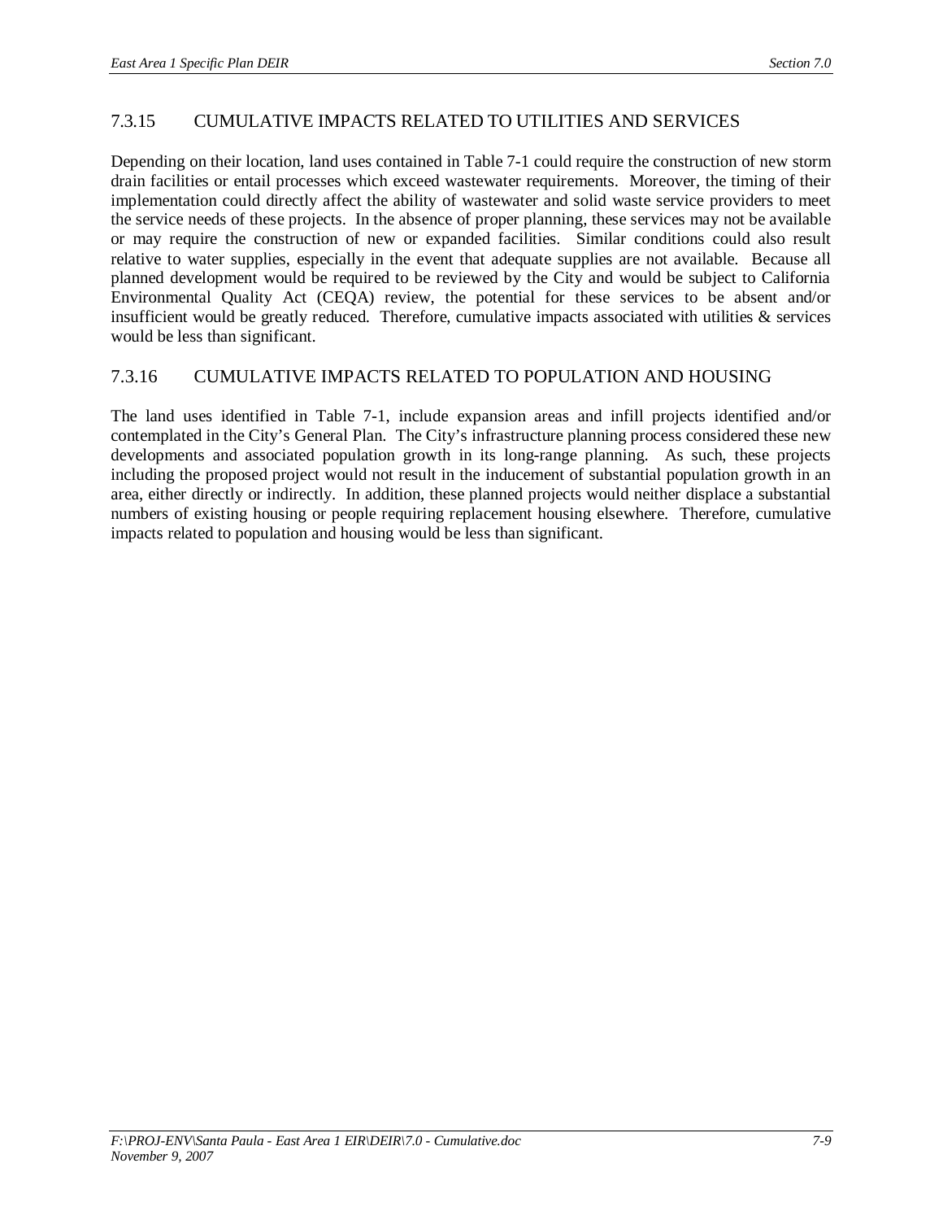### 7.3.15 CUMULATIVE IMPACTS RELATED TO UTILITIES AND SERVICES

Depending on their location, land uses contained in Table 7-1 could require the construction of new storm drain facilities or entail processes which exceed wastewater requirements. Moreover, the timing of their implementation could directly affect the ability of wastewater and solid waste service providers to meet the service needs of these projects. In the absence of proper planning, these services may not be available or may require the construction of new or expanded facilities. Similar conditions could also result relative to water supplies, especially in the event that adequate supplies are not available. Because all planned development would be required to be reviewed by the City and would be subject to California Environmental Quality Act (CEQA) review, the potential for these services to be absent and/or insufficient would be greatly reduced. Therefore, cumulative impacts associated with utilities & services would be less than significant.

### 7.3.16 CUMULATIVE IMPACTS RELATED TO POPULATION AND HOUSING

The land uses identified in Table 7-1, include expansion areas and infill projects identified and/or contemplated in the City's General Plan. The City's infrastructure planning process considered these new developments and associated population growth in its long-range planning. As such, these projects including the proposed project would not result in the inducement of substantial population growth in an area, either directly or indirectly. In addition, these planned projects would neither displace a substantial numbers of existing housing or people requiring replacement housing elsewhere. Therefore, cumulative impacts related to population and housing would be less than significant.